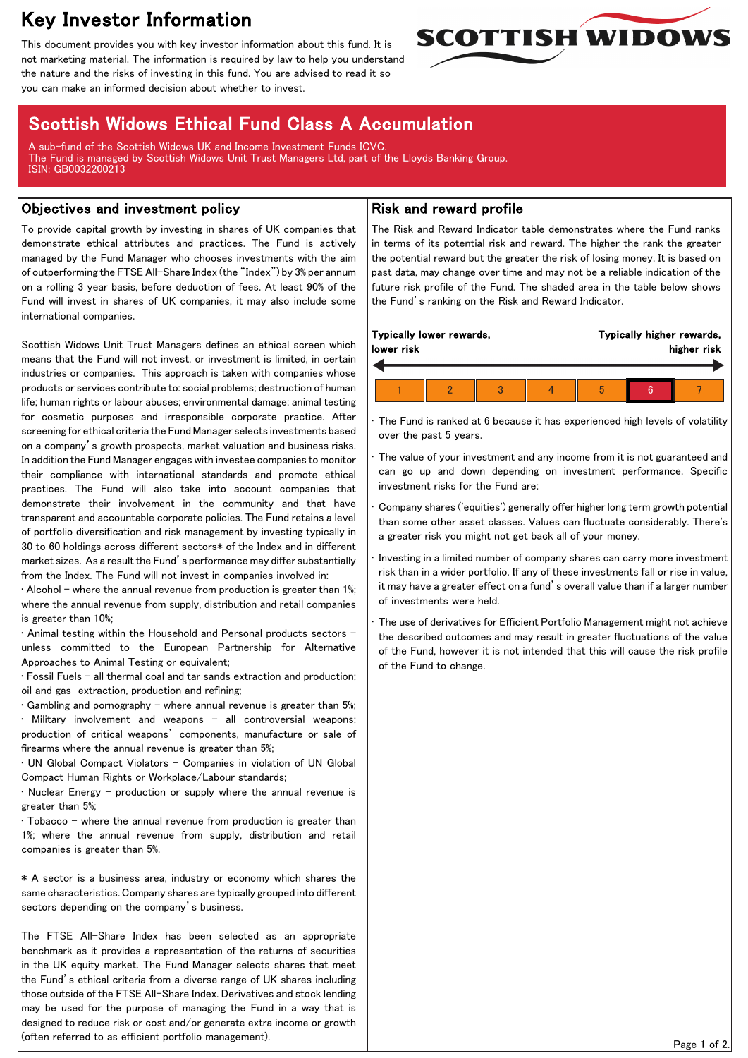# Key Investor Information

This document provides you with key investor information about this fund. It is not marketing material. The information is required by law to help you understand the nature and the risks of investing in this fund. You are advised to read it so you can make an informed decision about whether to invest.

SCOTTISH WIDOWS

## Scottish Widows Ethical Fund Class A Accumulation

A sub-fund of the Scottish Widows UK and Income Investment Funds ICVC.
The Fund is managed by Scottish Widows Unit Trust Managers Ltd, part of the Lloyds Banking Group.
ISIN: GB0032200213

### Objectives and investment policy

To provide capital growth by investing in shares of UK companies that demonstrate ethical attributes and practices. The Fund is actively managed by the Fund Manager who chooses investments with the aim of outperforming the FTSE All-Share Index (the "Index") by 3% per annum on a rolling 3 year basis, before deduction of fees. At least 90% of the Fund will invest in shares of UK companies, it may also include some international companies.

Scottish Widows Unit Trust Managers defines an ethical screen which means that the Fund will not invest, or investment is limited, in certain industries or companies. This approach is taken with companies whose products or services contribute to: social problems; destruction of human life; human rights or labour abuses; environmental damage; animal testing for cosmetic purposes and irresponsible corporate practice. After screening for ethical criteria the Fund Manager selects investments based on a company's growth prospects, market valuation and business risks. In addition the Fund Manager engages with investee companies to monitor their compliance with international standards and promote ethical practices. The Fund will also take into account companies that demonstrate their involvement in the community and that have transparent and accountable corporate policies. The Fund retains a level of portfolio diversification and risk management by investing typically in 30 to 60 holdings across different sectors* of the Index and in different market sizes. As a result the Fund's performance may differ substantially from the Index. The Fund will not invest in companies involved in:

- Alcohol – where the annual revenue from production is greater than 1%; where the annual revenue from supply, distribution and retail companies is greater than 10%;
- Animal testing within the Household and Personal products sectors – unless committed to the European Partnership for Alternative Approaches to Animal Testing or equivalent;
- Fossil Fuels – all thermal coal and tar sands extraction and production; oil and gas extraction, production and refining;
- Gambling and pornography – where annual revenue is greater than 5%;
- Military involvement and weapons – all controversial weapons; production of critical weapons' components, manufacture or sale of firearms where the annual revenue is greater than 5%;
- UN Global Compact Violators – Companies in violation of UN Global Compact Human Rights or Workplace/Labour standards;
- Nuclear Energy – production or supply where the annual revenue is greater than 5%;
- Tobacco – where the annual revenue from production is greater than 1%; where the annual revenue from supply, distribution and retail companies is greater than 5%.

* A sector is a business area, industry or economy which shares the same characteristics. Company shares are typically grouped into different sectors depending on the company's business.

The FTSE All-Share Index has been selected as an appropriate benchmark as it provides a representation of the returns of securities in the UK equity market. The Fund Manager selects shares that meet the Fund's ethical criteria from a diverse range of UK shares including those outside of the FTSE All-Share Index. Derivatives and stock lending may be used for the purpose of managing the Fund in a way that is designed to reduce risk or cost and/or generate extra income or growth (often referred to as efficient portfolio management).

### Risk and reward profile

The Risk and Reward Indicator table demonstrates where the Fund ranks in terms of its potential risk and reward. The higher the rank the greater the potential reward but the greater the risk of losing money. It is based on past data, may change over time and may not be a reliable indication of the future risk profile of the Fund. The shaded area in the table below shows the Fund's ranking on the Risk and Reward Indicator.

**Typically lower rewards, lower risk** ← → **Typically higher rewards, higher risk**

| 1 | 2 | 3 | 4 | 5 | **6** | 7 |
|---|---|---|---|---|---|---|

- The Fund is ranked at 6 because it has experienced high levels of volatility over the past 5 years.
- The value of your investment and any income from it is not guaranteed and can go up and down depending on investment performance. Specific investment risks for the Fund are:
- Company shares ('equities') generally offer higher long term growth potential than some other asset classes. Values can fluctuate considerably. There's a greater risk you might not get back all of your money.
- Investing in a limited number of company shares can carry more investment risk than in a wider portfolio. If any of these investments fall or rise in value, it may have a greater effect on a fund's overall value than if a larger number of investments were held.
- The use of derivatives for Efficient Portfolio Management might not achieve the described outcomes and may result in greater fluctuations of the value of the Fund, however it is not intended that this will cause the risk profile of the Fund to change.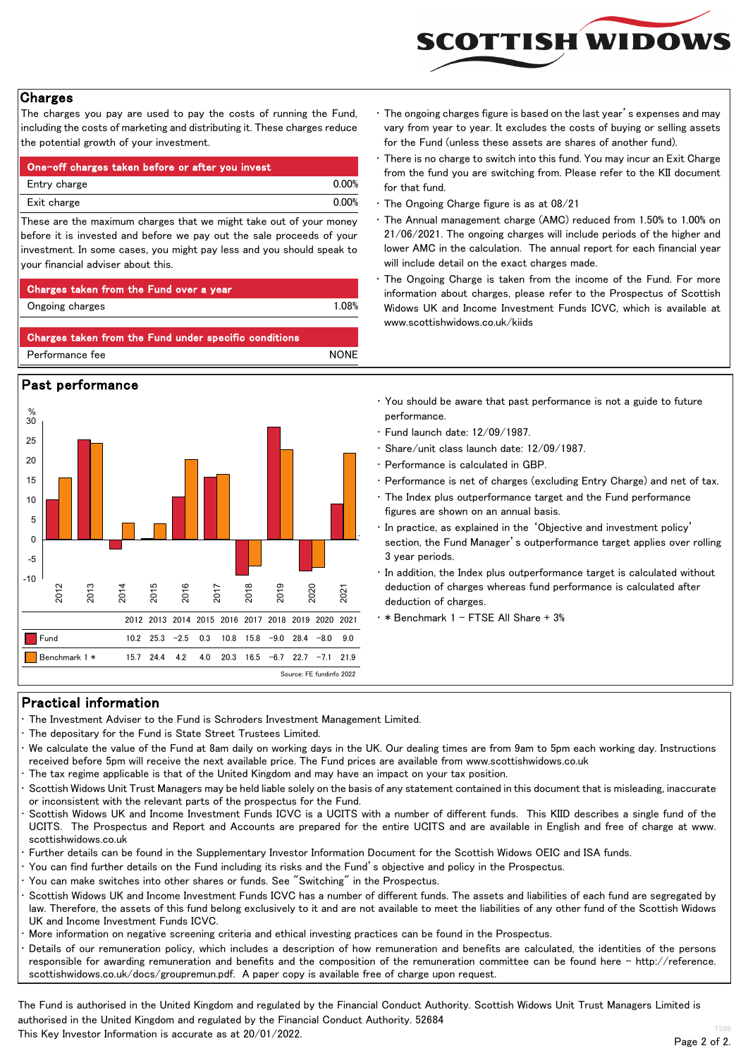## Charges

The charges you pay are used to pay the costs of running the Fund, including the costs of marketing and distributing it. These charges reduce the potential growth of your investment.

| One-off charges taken before or after you invest | |
|---|---|
| Entry charge | 0.00% |
| Exit charge | 0.00% |

These are the maximum charges that we might take out of your money before it is invested and before we pay out the sale proceeds of your investment. In some cases, you might pay less and you should speak to your financial adviser about this.

| Charges taken from the Fund over a year | |
|---|---|
| Ongoing charges | 1.08% |

| Charges taken from the Fund under specific conditions | |
|---|---|
| Performance fee | NONE |

- The ongoing charges figure is based on the last year's expenses and may vary from year to year. It excludes the costs of buying or selling assets for the Fund (unless these assets are shares of another fund).
- There is no charge to switch into this fund. You may incur an Exit Charge from the fund you are switching from. Please refer to the KII document for that fund.
- The Ongoing Charge figure is as at 08/21
- The Annual management charge (AMC) reduced from 1.50% to 1.00% on 21/06/2021. The ongoing charges will include periods of the higher and lower AMC in the calculation. The annual report for each financial year will include detail on the exact charges made.
- The Ongoing Charge is taken from the income of the Fund. For more information about charges, please refer to the Prospectus of Scottish Widows UK and Income Investment Funds ICVC, which is available at www.scottishwidows.co.uk/kiids

## Past performance

%
30
25
20
15
10
5
0
-5
-10

2012 2013 2014 2015 2016 2017 2018 2019 2020 2021

| | 2012 | 2013 | 2014 | 2015 | 2016 | 2017 | 2018 | 2019 | 2020 | 2021 |
|---|---|---|---|---|---|---|---|---|---|---|
| Fund | 10.2 | 25.3 | −2.5 | 0.3 | 10.8 | 15.8 | −9.0 | 28.4 | −8.0 | 9.0 |
| Benchmark 1 * | 15.7 | 24.4 | 4.2 | 4.0 | 20.3 | 16.5 | −6.7 | 22.7 | −7.1 | 21.9 |

Source: FE fundinfo 2022

- You should be aware that past performance is not a guide to future performance.
- Fund launch date: 12/09/1987.
- Share/unit class launch date: 12/09/1987.
- Performance is calculated in GBP.
- Performance is net of charges (excluding Entry Charge) and net of tax.
- The Index plus outperformance target and the Fund performance figures are shown on an annual basis.
- In practice, as explained in the 'Objective and investment policy' section, the Fund Manager's outperformance target applies over rolling 3 year periods.
- In addition, the Index plus outperformance target is calculated without deduction of charges whereas fund performance is calculated after deduction of charges.
- * Benchmark 1 - FTSE All Share + 3%

## Practical information

- The Investment Adviser to the Fund is Schroders Investment Management Limited.
- The depositary for the Fund is State Street Trustees Limited.
- We calculate the value of the Fund at 8am daily on working days in the UK. Our dealing times are from 9am to 5pm each working day. Instructions received before 5pm will receive the next available price. The Fund prices are available from www.scottishwidows.co.uk
- The tax regime applicable is that of the United Kingdom and may have an impact on your tax position.
- Scottish Widows Unit Trust Managers may be held liable solely on the basis of any statement contained in this document that is misleading, inaccurate or inconsistent with the relevant parts of the prospectus for the Fund.
- Scottish Widows UK and Income Investment Funds ICVC is a UCITS with a number of different funds. This KIID describes a single fund of the UCITS. The Prospectus and Report and Accounts are prepared for the entire UCITS and are available in English and free of charge at www.scottishwidows.co.uk
- Further details can be found in the Supplementary Investor Information Document for the Scottish Widows OEIC and ISA funds.
- You can find further details on the Fund including its risks and the Fund's objective and policy in the Prospectus.
- You can make switches into other shares or funds. See "Switching" in the Prospectus.
- Scottish Widows UK and Income Investment Funds ICVC has a number of different funds. The assets and liabilities of each fund are segregated by law. Therefore, the assets of this fund belong exclusively to it and are not available to meet the liabilities of any other fund of the Scottish Widows UK and Income Investment Funds ICVC.
- More information on negative screening criteria and ethical investing practices can be found in the Prospectus.
- Details of our remuneration policy, which includes a description of how remuneration and benefits are calculated, the identities of the persons responsible for awarding remuneration and benefits and the composition of the remuneration committee can be found here - http://reference.scottishwidows.co.uk/docs/groupremun.pdf. A paper copy is available free of charge upon request.

The Fund is authorised in the United Kingdom and regulated by the Financial Conduct Authority. Scottish Widows Unit Trust Managers Limited is authorised in the United Kingdom and regulated by the Financial Conduct Authority. 52684
This Key Investor Information is accurate as at 20/01/2022.